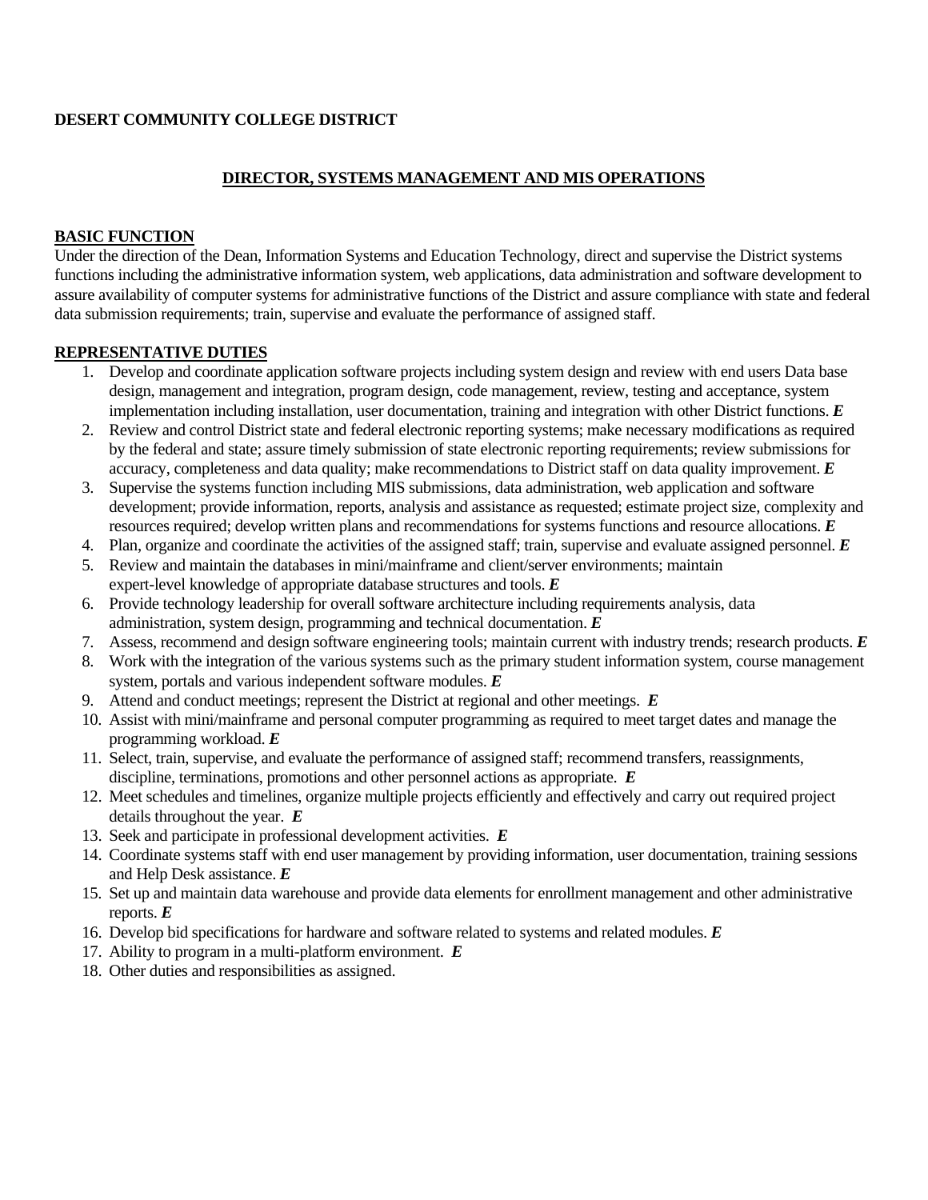**DESERT COMMUNITY COLLEGE DISTRICT**

## DIRECTOR, SYSTEMS MANAGEMENT AND MIS OPERATIONS

### BASIC FUNCTION

Under the direction of the Dean, Information Systems and Education Technology, direct and supervise the District systems functions including the administrative information system, web applications, data administration and software development to assure availability of computer systems for administrative functions of the District and assure compliance with state and federal data submission requirements; train, supervise and evaluate the performance of assigned staff.

### REPRESENTATIVE DUTIES

1. Develop and coordinate application software projects including system design and review with end users Data base design, management and integration, program design, code management, review, testing and acceptance, system implementation including installation, user documentation, training and integration with other District functions. ***E***
2. Review and control District state and federal electronic reporting systems; make necessary modifications as required by the federal and state; assure timely submission of state electronic reporting requirements; review submissions for accuracy, completeness and data quality; make recommendations to District staff on data quality improvement. ***E***
3. Supervise the systems function including MIS submissions, data administration, web application and software development; provide information, reports, analysis and assistance as requested; estimate project size, complexity and resources required; develop written plans and recommendations for systems functions and resource allocations. ***E***
4. Plan, organize and coordinate the activities of the assigned staff; train, supervise and evaluate assigned personnel. ***E***
5. Review and maintain the databases in mini/mainframe and client/server environments; maintain expert-level knowledge of appropriate database structures and tools. ***E***
6. Provide technology leadership for overall software architecture including requirements analysis, data administration, system design, programming and technical documentation. ***E***
7. Assess, recommend and design software engineering tools; maintain current with industry trends; research products. ***E***
8. Work with the integration of the various systems such as the primary student information system, course management system, portals and various independent software modules. ***E***
9. Attend and conduct meetings; represent the District at regional and other meetings. ***E***
10. Assist with mini/mainframe and personal computer programming as required to meet target dates and manage the programming workload. ***E***
11. Select, train, supervise, and evaluate the performance of assigned staff; recommend transfers, reassignments, discipline, terminations, promotions and other personnel actions as appropriate. ***E***
12. Meet schedules and timelines, organize multiple projects efficiently and effectively and carry out required project details throughout the year. ***E***
13. Seek and participate in professional development activities. ***E***
14. Coordinate systems staff with end user management by providing information, user documentation, training sessions and Help Desk assistance. ***E***
15. Set up and maintain data warehouse and provide data elements for enrollment management and other administrative reports. ***E***
16. Develop bid specifications for hardware and software related to systems and related modules. ***E***
17. Ability to program in a multi-platform environment. ***E***
18. Other duties and responsibilities as assigned.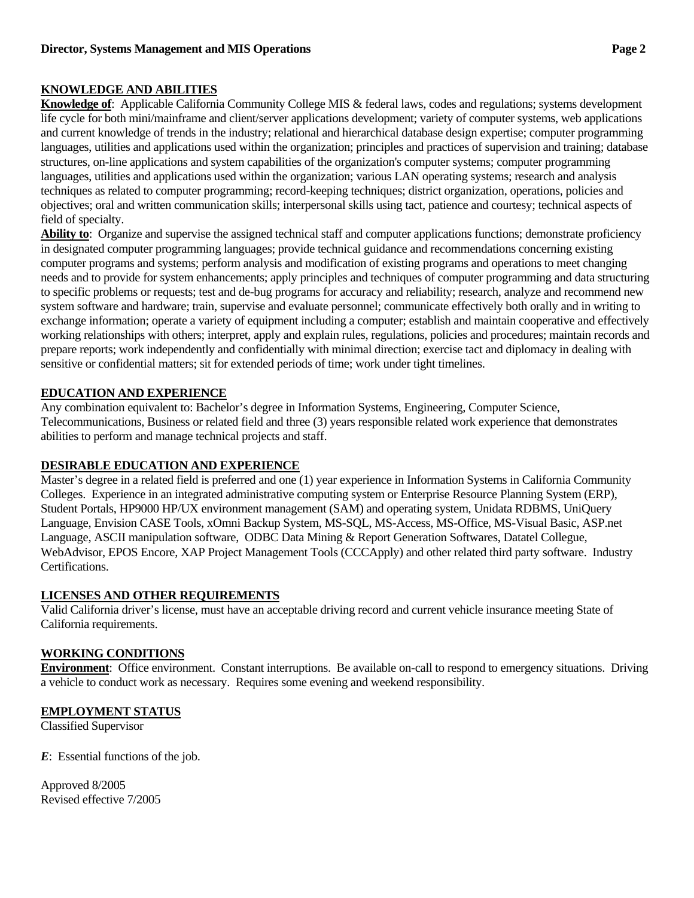## KNOWLEDGE AND ABILITIES

**Knowledge of**: Applicable California Community College MIS & federal laws, codes and regulations; systems development life cycle for both mini/mainframe and client/server applications development; variety of computer systems, web applications and current knowledge of trends in the industry; relational and hierarchical database design expertise; computer programming languages, utilities and applications used within the organization; principles and practices of supervision and training; database structures, on-line applications and system capabilities of the organization's computer systems; computer programming languages, utilities and applications used within the organization; various LAN operating systems; research and analysis techniques as related to computer programming; record-keeping techniques; district organization, operations, policies and objectives; oral and written communication skills; interpersonal skills using tact, patience and courtesy; technical aspects of field of specialty.

**Ability to**: Organize and supervise the assigned technical staff and computer applications functions; demonstrate proficiency in designated computer programming languages; provide technical guidance and recommendations concerning existing computer programs and systems; perform analysis and modification of existing programs and operations to meet changing needs and to provide for system enhancements; apply principles and techniques of computer programming and data structuring to specific problems or requests; test and de-bug programs for accuracy and reliability; research, analyze and recommend new system software and hardware; train, supervise and evaluate personnel; communicate effectively both orally and in writing to exchange information; operate a variety of equipment including a computer; establish and maintain cooperative and effectively working relationships with others; interpret, apply and explain rules, regulations, policies and procedures; maintain records and prepare reports; work independently and confidentially with minimal direction; exercise tact and diplomacy in dealing with sensitive or confidential matters; sit for extended periods of time; work under tight timelines.

## EDUCATION AND EXPERIENCE

Any combination equivalent to: Bachelor's degree in Information Systems, Engineering, Computer Science, Telecommunications, Business or related field and three (3) years responsible related work experience that demonstrates abilities to perform and manage technical projects and staff.

## DESIRABLE EDUCATION AND EXPERIENCE

Master's degree in a related field is preferred and one (1) year experience in Information Systems in California Community Colleges. Experience in an integrated administrative computing system or Enterprise Resource Planning System (ERP), Student Portals, HP9000 HP/UX environment management (SAM) and operating system, Unidata RDBMS, UniQuery Language, Envision CASE Tools, xOmni Backup System, MS-SQL, MS-Access, MS-Office, MS-Visual Basic, ASP.net Language, ASCII manipulation software, ODBC Data Mining & Report Generation Softwares, Datatel Collegue, WebAdvisor, EPOS Encore, XAP Project Management Tools (CCCApply) and other related third party software. Industry Certifications.

## LICENSES AND OTHER REQUIREMENTS

Valid California driver's license, must have an acceptable driving record and current vehicle insurance meeting State of California requirements.

## WORKING CONDITIONS

**Environment**: Office environment. Constant interruptions. Be available on-call to respond to emergency situations. Driving a vehicle to conduct work as necessary. Requires some evening and weekend responsibility.

## EMPLOYMENT STATUS

Classified Supervisor

***E***: Essential functions of the job.

Approved 8/2005
Revised effective 7/2005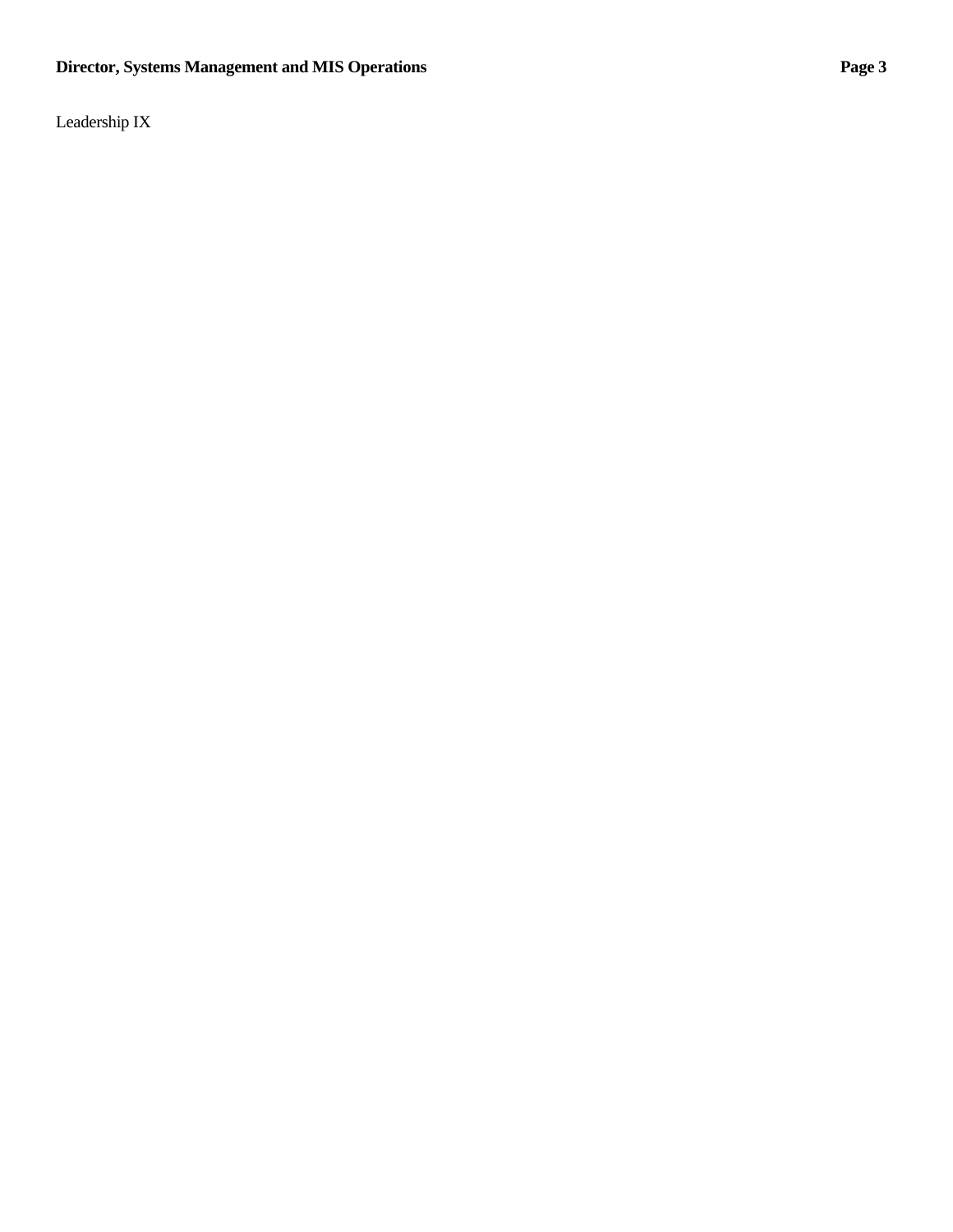Leadership IX